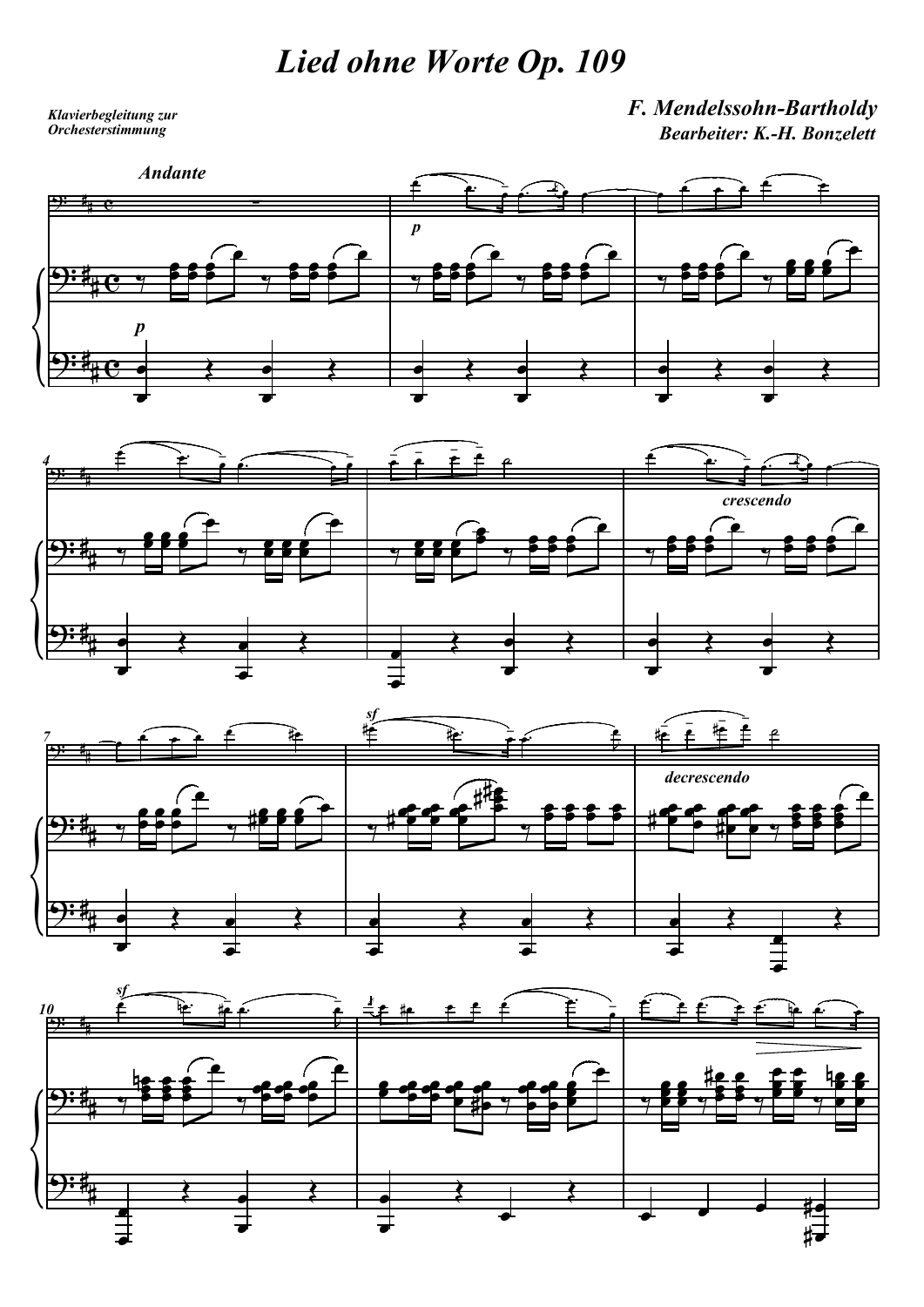# Lied ohne Worte Op. 109

*Klavierbegleitung zur Orchesterstimmung*

***F. Mendelssohn-Bartholdy***
***Bearbeiter: K.-H. Bonzelett***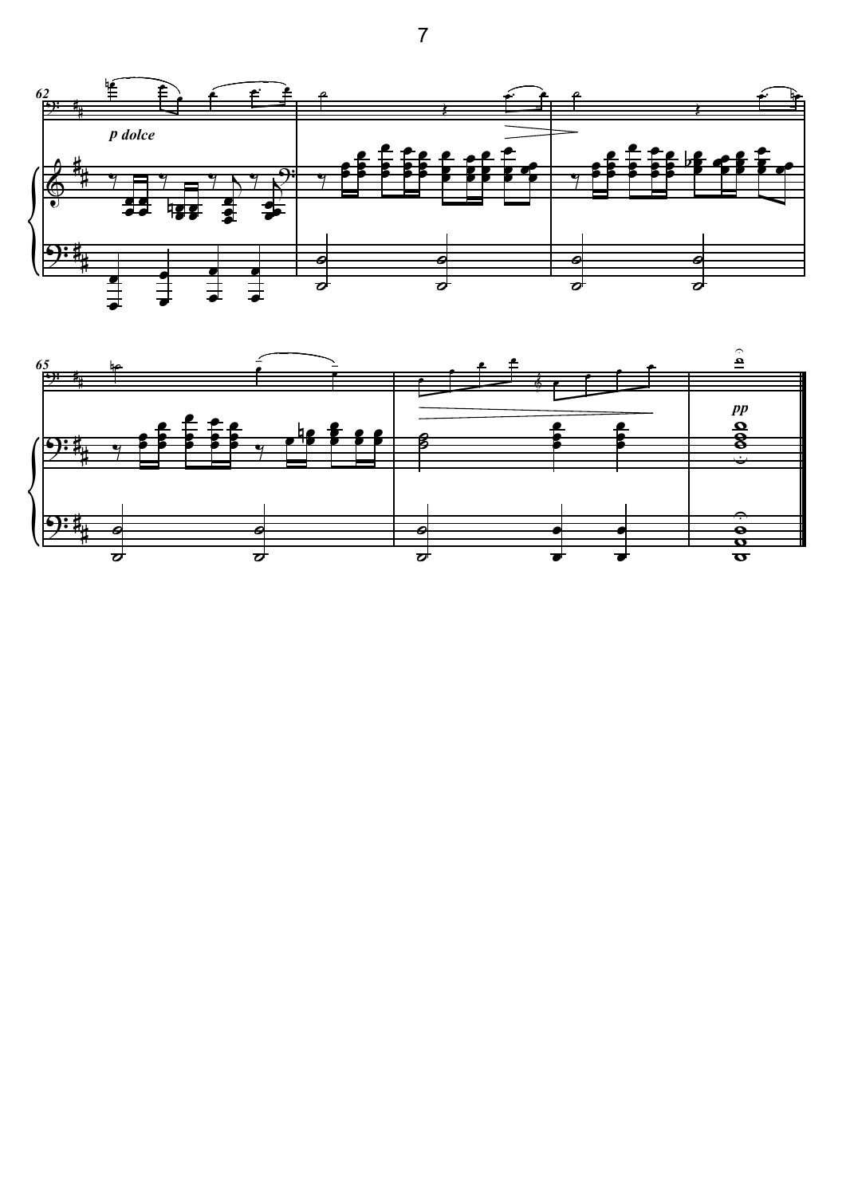p dolce

pp